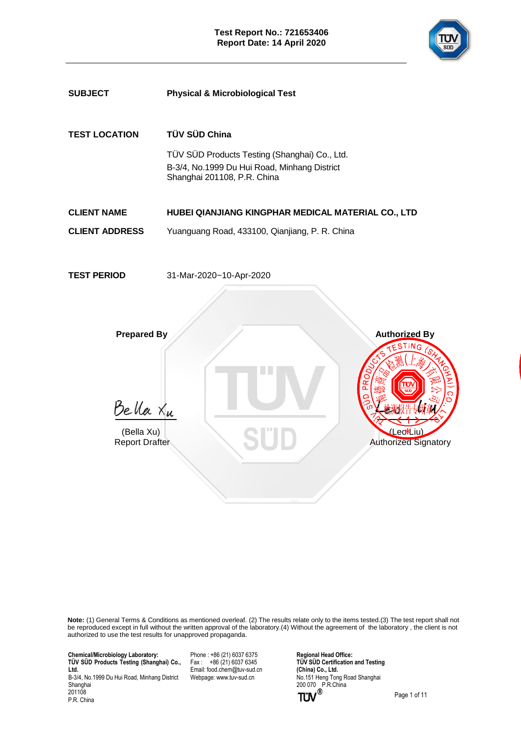**Test Report No.: 721653406**
**Report Date: 14 April 2020**

| | |
|---|---|
| **SUBJECT** | **Physical & Microbiological Test** |
| **TEST LOCATION** | **TÜV SÜD China** |
| | TÜV SÜD Products Testing (Shanghai) Co., Ltd.<br>B-3/4, No.1999 Du Hui Road, Minhang District<br>Shanghai 201108, P.R. China |
| **CLIENT NAME** | **HUBEI QIANJIANG KINGPHAR MEDICAL MATERIAL CO., LTD** |
| **CLIENT ADDRESS** | Yuanguang Road, 433100, Qianjiang, P. R. China |
| **TEST PERIOD** | 31-Mar-2020~10-Apr-2020 |

| **Prepared By** | **Authorized By** |
|---|---|
| Bella Xu | Leo Liu |
| (Bella Xu)<br>Report Drafter | (Leo Liu)<br>Authorized Signatory |

**Note:** (1) General Terms & Conditions as mentioned overleaf. (2) The results relate only to the items tested.(3) The test report shall not be reproduced except in full without the written approval of the laboratory.(4) Without the agreement of the laboratory , the client is not authorized to use the test results for unapproved propaganda.

**Chemical/Microbiology Laboratory:**
**TÜV SÜD Products Testing (Shanghai) Co., Ltd.**
B-3/4, No.1999 Du Hui Road, Minhang District
Shanghai
201108
P.R. China

Phone : +86 (21) 6037 6375
Fax : +86 (21) 6037 6345
Email: food.chem@tuv-sud.cn
Webpage: www.tuv-sud.cn

**Regional Head Office:**
**TÜV SÜD Certification and Testing (China) Co., Ltd.**
No.151 Heng Tong Road Shanghai
200 070 P.R.China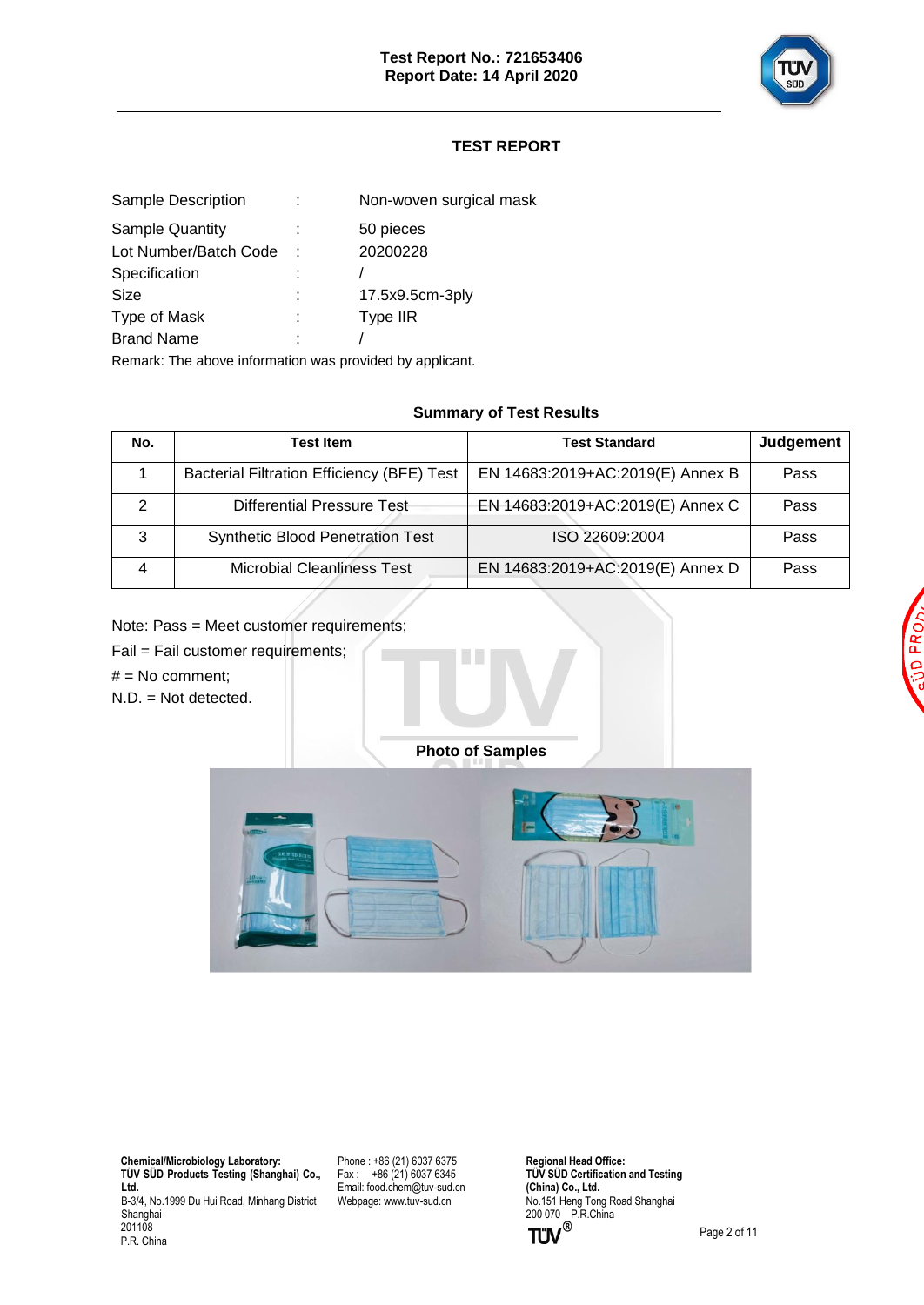# TEST REPORT

| | | |
|---|---|---|
| Sample Description | : | Non-woven surgical mask |
| Sample Quantity | : | 50 pieces |
| Lot Number/Batch Code | : | 20200228 |
| Specification | : | / |
| Size | : | 17.5x9.5cm-3ply |
| Type of Mask | : | Type IIR |
| Brand Name | : | / |

Remark: The above information was provided by applicant.

## Summary of Test Results

| No. | Test Item | Test Standard | Judgement |
|---|---|---|---|
| 1 | Bacterial Filtration Efficiency (BFE) Test | EN 14683:2019+AC:2019(E) Annex B | Pass |
| 2 | Differential Pressure Test | EN 14683:2019+AC:2019(E) Annex C | Pass |
| 3 | Synthetic Blood Penetration Test | ISO 22609:2004 | Pass |
| 4 | Microbial Cleanliness Test | EN 14683:2019+AC:2019(E) Annex D | Pass |

Note: Pass = Meet customer requirements;

Fail = Fail customer requirements;

# = No comment;

N.D. = Not detected.

## Photo of Samples

**Chemical/Microbiology Laboratory:**
**TÜV SÜD Products Testing (Shanghai) Co., Ltd.**
B-3/4, No.1999 Du Hui Road, Minhang District
Shanghai
201108
P.R. China

Phone : +86 (21) 6037 6375
Fax : +86 (21) 6037 6345
Email: food.chem@tuv-sud.cn
Webpage: www.tuv-sud.cn

**Regional Head Office:**
**TÜV SÜD Certification and Testing (China) Co., Ltd.**
No.151 Heng Tong Road Shanghai
200 070 P.R.China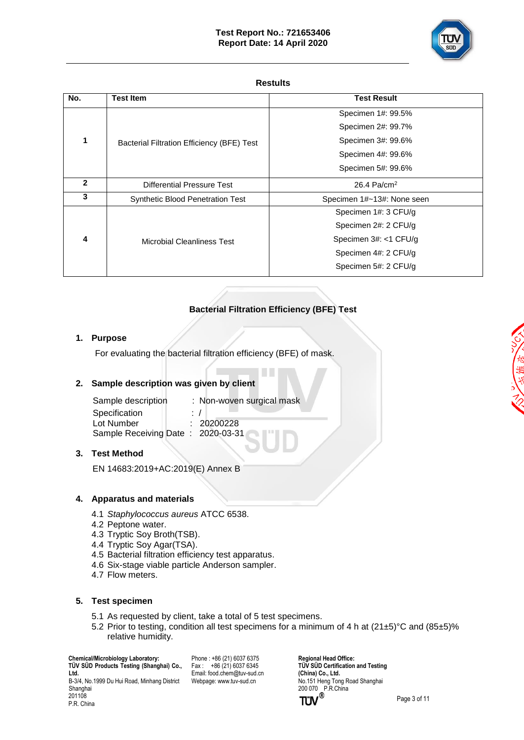## Restults

| No. | Test Item | Test Result |
|---|---|---|
| 1 | Bacterial Filtration Efficiency (BFE) Test | Specimen 1#: 99.5%<br>Specimen 2#: 99.7%<br>Specimen 3#: 99.6%<br>Specimen 4#: 99.6%<br>Specimen 5#: 99.6% |
| 2 | Differential Pressure Test | 26.4 Pa/cm$^2$ |
| 3 | Synthetic Blood Penetration Test | Specimen 1#~13#: None seen |
| 4 | Microbial Cleanliness Test | Specimen 1#: 3 CFU/g<br>Specimen 2#: 2 CFU/g<br>Specimen 3#: <1 CFU/g<br>Specimen 4#: 2 CFU/g<br>Specimen 5#: 2 CFU/g |

## Bacterial Filtration Efficiency (BFE) Test

### 1. Purpose

For evaluating the bacterial filtration efficiency (BFE) of mask.

### 2. Sample description was given by client

| | |
|---|---|
| Sample description | : Non-woven surgical mask |
| Specification | : / |
| Lot Number | : 20200228 |
| Sample Receiving Date | : 2020-03-31 |

### 3. Test Method

EN 14683:2019+AC:2019(E) Annex B

### 4. Apparatus and materials

4.1 *Staphylococcus aureus* ATCC 6538.
4.2 Peptone water.
4.3 Tryptic Soy Broth(TSB).
4.4 Tryptic Soy Agar(TSA).
4.5 Bacterial filtration efficiency test apparatus.
4.6 Six-stage viable particle Anderson sampler.
4.7 Flow meters.

### 5. Test specimen

5.1 As requested by client, take a total of 5 test specimens.
5.2 Prior to testing, condition all test specimens for a minimum of 4 h at (21±5)°C and (85±5)% relative humidity.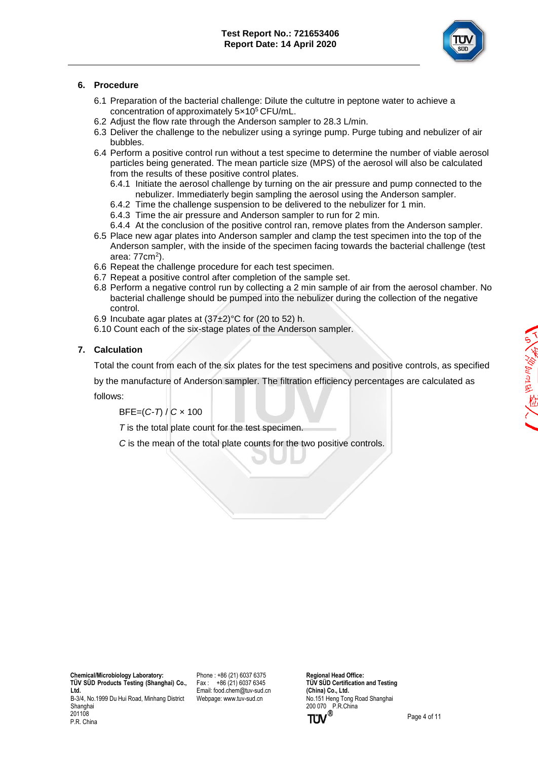## 6. Procedure

6.1 Preparation of the bacterial challenge: Dilute the cultutre in peptone water to achieve a concentration of approximately $5 \times 10^5$ CFU/mL.

6.2 Adjust the flow rate through the Anderson sampler to 28.3 L/min.

6.3 Deliver the challenge to the nebulizer using a syringe pump. Purge tubing and nebulizer of air bubbles.

6.4 Perform a positive control run without a test specime to determine the number of viable aerosol particles being generated. The mean particle size (MPS) of the aerosol will also be calculated from the results of these positive control plates.

- 6.4.1 Initiate the aerosol challenge by turning on the air pressure and pump connected to the nebulizer. Immediaterly begin sampling the aerosol using the Anderson sampler.
- 6.4.2 Time the challenge suspension to be delivered to the nebulizer for 1 min.
- 6.4.3 Time the air pressure and Anderson sampler to run for 2 min.
- 6.4.4 At the conclusion of the positive control ran, remove plates from the Anderson sampler.

6.5 Place new agar plates into Anderson sampler and clamp the test specimen into the top of the Anderson sampler, with the inside of the specimen facing towards the bacterial challenge (test area: $77cm^2$).

6.6 Repeat the challenge procedure for each test specimen.

6.7 Repeat a positive control after completion of the sample set.

6.8 Perform a negative control run by collecting a 2 min sample of air from the aerosol chamber. No bacterial challenge should be pumped into the nebulizer during the collection of the negative control.

6.9 Incubate agar plates at (37±2)°C for (20 to 52) h.

6.10 Count each of the six-stage plates of the Anderson sampler.

## 7. Calculation

Total the count from each of the six plates for the test specimens and positive controls, as specified by the manufacture of Anderson sampler. The filtration efficiency percentages are calculated as follows:

$$BFE = (C - T) / C \times 100$$

$T$ is the total plate count for the test specimen.

$C$ is the mean of the total plate counts for the two positive controls.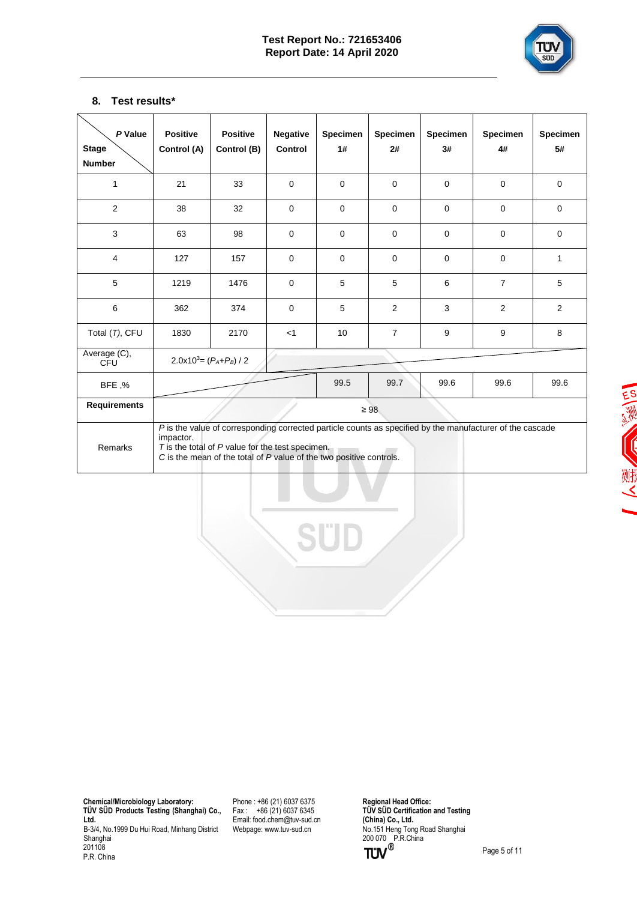## 8. Test results*

| *P* Value / Stage Number | Positive Control (A) | Positive Control (B) | Negative Control | Specimen 1# | Specimen 2# | Specimen 3# | Specimen 4# | Specimen 5# |
|---|---|---|---|---|---|---|---|---|
| 1 | 21 | 33 | 0 | 0 | 0 | 0 | 0 | 0 |
| 2 | 38 | 32 | 0 | 0 | 0 | 0 | 0 | 0 |
| 3 | 63 | 98 | 0 | 0 | 0 | 0 | 0 | 0 |
| 4 | 127 | 157 | 0 | 0 | 0 | 0 | 0 | 1 |
| 5 | 1219 | 1476 | 0 | 5 | 5 | 6 | 7 | 5 |
| 6 | 362 | 374 | 0 | 5 | 2 | 3 | 2 | 2 |
| Total (*T*), CFU | 1830 | 2170 | <1 | 10 | 7 | 9 | 9 | 8 |
| Average (C), CFU | $2.0 \times 10^3 = (P_A + P_B) / 2$ | | | | | | | |
| BFE ,% | | | | 99.5 | 99.7 | 99.6 | 99.6 | 99.6 |
| **Requirements** | ≥ 98 | | | | | | | |
| Remarks | *P* is the value of corresponding corrected particle counts as specified by the manufacturer of the cascade impactor. *T* is the total of *P* value for the test specimen. *C* is the mean of the total of *P* value of the two positive controls. | | | | | | | |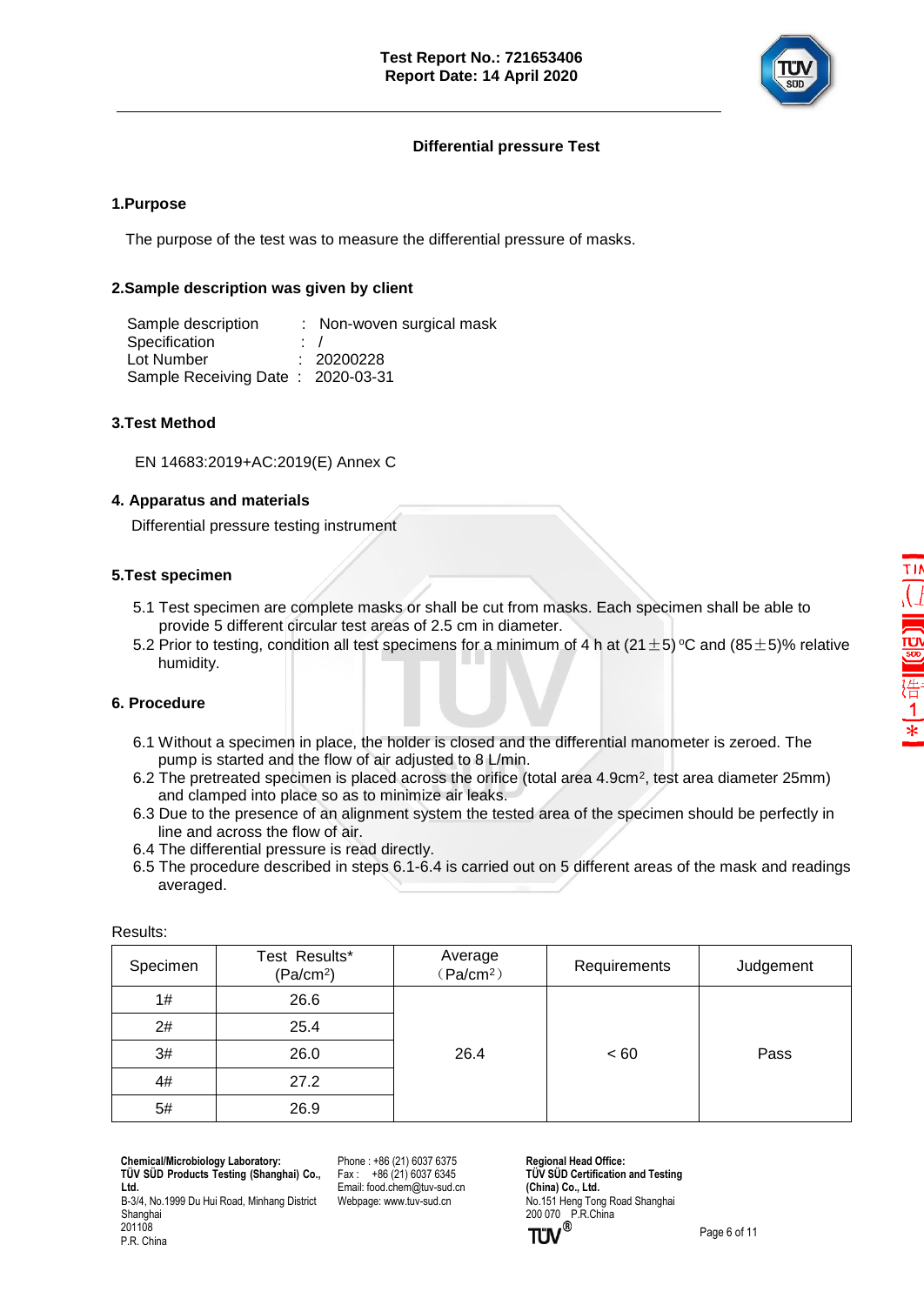## Differential pressure Test

### 1.Purpose

The purpose of the test was to measure the differential pressure of masks.

### 2.Sample description was given by client

Sample description : Non-woven surgical mask
Specification : /
Lot Number : 20200228
Sample Receiving Date : 2020-03-31

### 3.Test Method

EN 14683:2019+AC:2019(E) Annex C

### 4. Apparatus and materials

Differential pressure testing instrument

### 5.Test specimen

5.1 Test specimen are complete masks or shall be cut from masks. Each specimen shall be able to provide 5 different circular test areas of 2.5 cm in diameter.

5.2 Prior to testing, condition all test specimens for a minimum of 4 h at (21±5) ºC and (85±5)% relative humidity.

### 6. Procedure

6.1 Without a specimen in place, the holder is closed and the differential manometer is zeroed. The pump is started and the flow of air adjusted to 8 L/min.

6.2 The pretreated specimen is placed across the orifice (total area 4.9cm$^2$, test area diameter 25mm) and clamped into place so as to minimize air leaks.

6.3 Due to the presence of an alignment system the tested area of the specimen should be perfectly in line and across the flow of air.

6.4 The differential pressure is read directly.

6.5 The procedure described in steps 6.1-6.4 is carried out on 5 different areas of the mask and readings averaged.

Results:

| Specimen | Test Results* (Pa/cm$^2$) | Average (Pa/cm$^2$) | Requirements | Judgement |
|---|---|---|---|---|
| 1# | 26.6 | 26.4 | < 60 | Pass |
| 2# | 25.4 | | | |
| 3# | 26.0 | | | |
| 4# | 27.2 | | | |
| 5# | 26.9 | | | |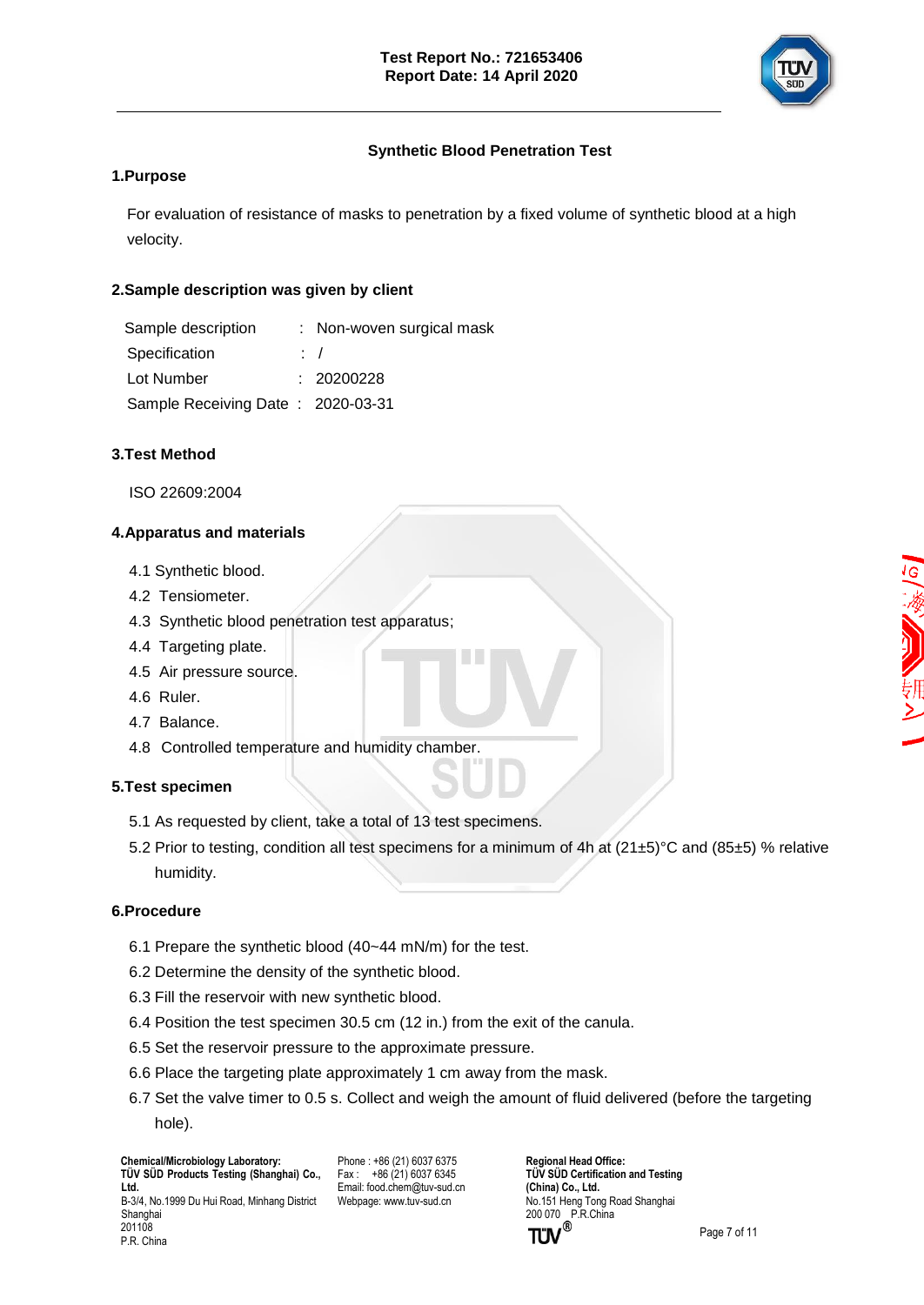## Synthetic Blood Penetration Test

### 1.Purpose

For evaluation of resistance of masks to penetration by a fixed volume of synthetic blood at a high velocity.

### 2.Sample description was given by client

| | | |
|---|---|---|
| Sample description | : | Non-woven surgical mask |
| Specification | : | / |
| Lot Number | : | 20200228 |
| Sample Receiving Date | : | 2020-03-31 |

### 3.Test Method

ISO 22609:2004

### 4.Apparatus and materials

4.1 Synthetic blood.
4.2 Tensiometer.
4.3 Synthetic blood penetration test apparatus;
4.4 Targeting plate.
4.5 Air pressure source.
4.6 Ruler.
4.7 Balance.
4.8 Controlled temperature and humidity chamber.

### 5.Test specimen

5.1 As requested by client, take a total of 13 test specimens.
5.2 Prior to testing, condition all test specimens for a minimum of 4h at (21±5)°C and (85±5) % relative humidity.

### 6.Procedure

6.1 Prepare the synthetic blood (40~44 mN/m) for the test.
6.2 Determine the density of the synthetic blood.
6.3 Fill the reservoir with new synthetic blood.
6.4 Position the test specimen 30.5 cm (12 in.) from the exit of the canula.
6.5 Set the reservoir pressure to the approximate pressure.
6.6 Place the targeting plate approximately 1 cm away from the mask.
6.7 Set the valve timer to 0.5 s. Collect and weigh the amount of fluid delivered (before the targeting hole).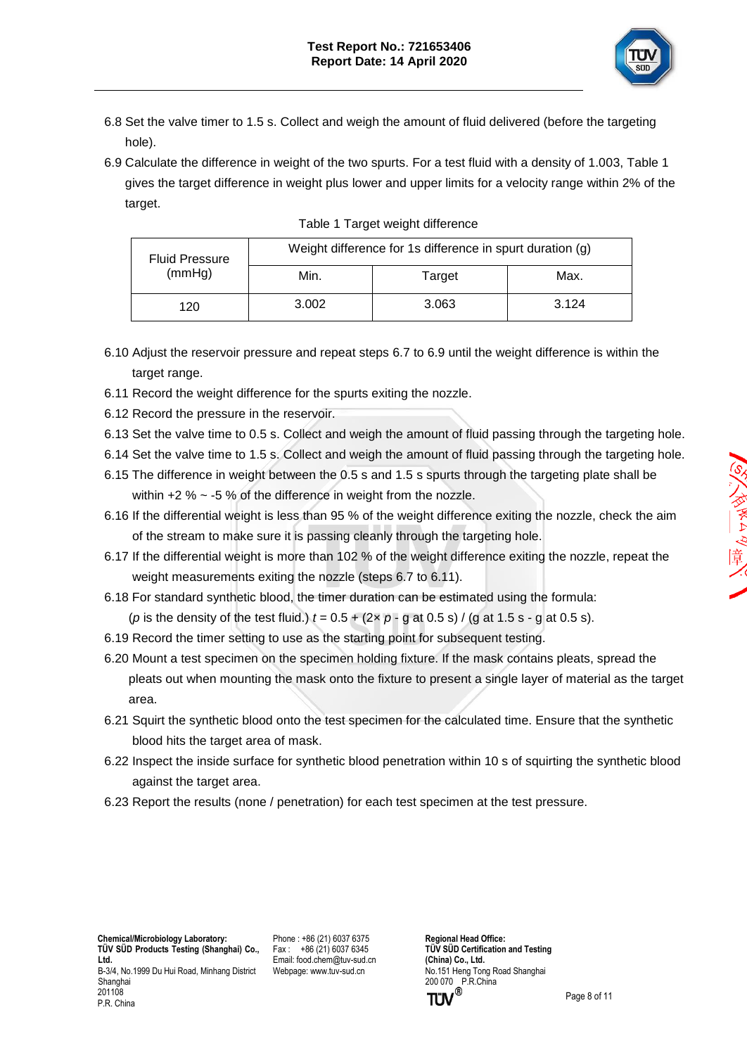6.8 Set the valve timer to 1.5 s. Collect and weigh the amount of fluid delivered (before the targeting hole).

6.9 Calculate the difference in weight of the two spurts. For a test fluid with a density of 1.003, Table 1 gives the target difference in weight plus lower and upper limits for a velocity range within 2% of the target.

Table 1 Target weight difference

| Fluid Pressure (mmHg) | Weight difference for 1s difference in spurt duration (g) | | |
|---|---|---|---|
| | Min. | Target | Max. |
| 120 | 3.002 | 3.063 | 3.124 |

6.10 Adjust the reservoir pressure and repeat steps 6.7 to 6.9 until the weight difference is within the target range.

6.11 Record the weight difference for the spurts exiting the nozzle.

6.12 Record the pressure in the reservoir.

6.13 Set the valve time to 0.5 s. Collect and weigh the amount of fluid passing through the targeting hole.

6.14 Set the valve time to 1.5 s. Collect and weigh the amount of fluid passing through the targeting hole.

6.15 The difference in weight between the 0.5 s and 1.5 s spurts through the targeting plate shall be within +2 % ~ -5 % of the difference in weight from the nozzle.

6.16 If the differential weight is less than 95 % of the weight difference exiting the nozzle, check the aim of the stream to make sure it is passing cleanly through the targeting hole.

6.17 If the differential weight is more than 102 % of the weight difference exiting the nozzle, repeat the weight measurements exiting the nozzle (steps 6.7 to 6.11).

6.18 For standard synthetic blood, the timer duration can be estimated using the formula:

($p$ is the density of the test fluid.) $t = 0.5 + (2\times p - \text{g at } 0.5\text{ s}) / (\text{g at } 1.5\text{ s} - \text{g at } 0.5\text{ s})$.

6.19 Record the timer setting to use as the starting point for subsequent testing.

6.20 Mount a test specimen on the specimen holding fixture. If the mask contains pleats, spread the pleats out when mounting the mask onto the fixture to present a single layer of material as the target area.

6.21 Squirt the synthetic blood onto the test specimen for the calculated time. Ensure that the synthetic blood hits the target area of mask.

6.22 Inspect the inside surface for synthetic blood penetration within 10 s of squirting the synthetic blood against the target area.

6.23 Report the results (none / penetration) for each test specimen at the test pressure.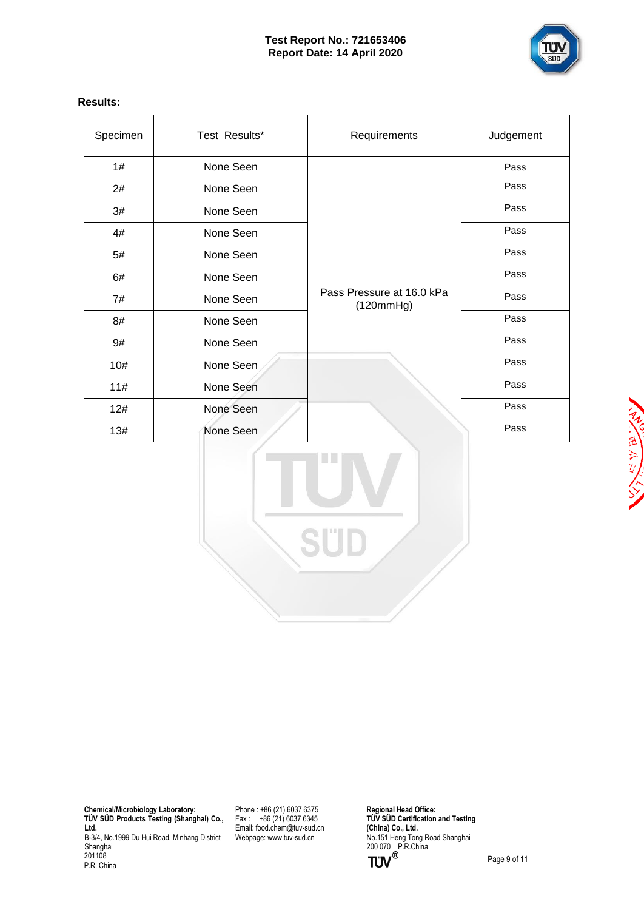**Results:**

| Specimen | Test Results* | Requirements | Judgement |
|---|---|---|---|
| 1# | None Seen | Pass Pressure at 16.0 kPa (120mmHg) | Pass |
| 2# | None Seen | | Pass |
| 3# | None Seen | | Pass |
| 4# | None Seen | | Pass |
| 5# | None Seen | | Pass |
| 6# | None Seen | | Pass |
| 7# | None Seen | | Pass |
| 8# | None Seen | | Pass |
| 9# | None Seen | | Pass |
| 10# | None Seen | | Pass |
| 11# | None Seen | | Pass |
| 12# | None Seen | | Pass |
| 13# | None Seen | | Pass |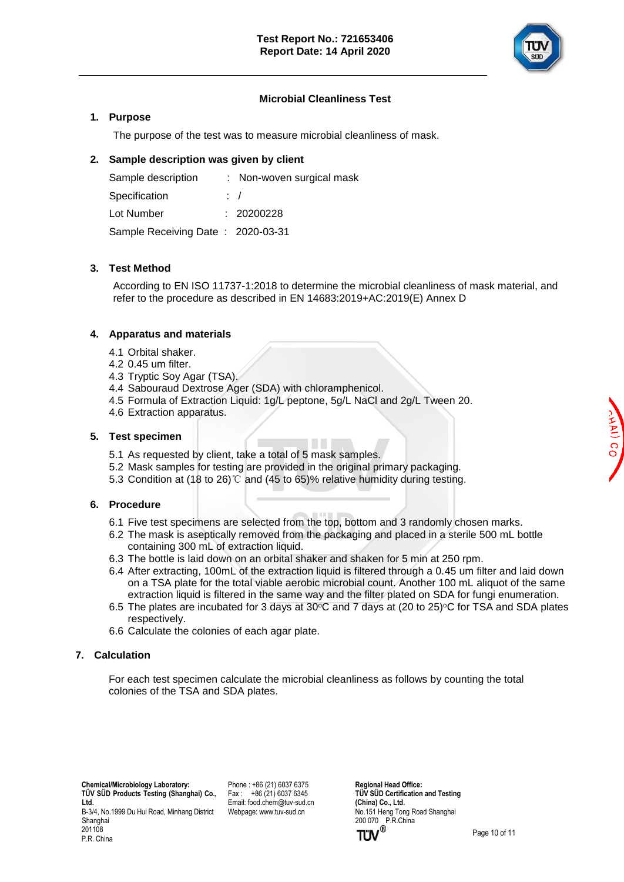Test Report No.: 721653406
Report Date: 14 April 2020

## Microbial Cleanliness Test

### 1. Purpose

The purpose of the test was to measure microbial cleanliness of mask.

### 2. Sample description was given by client

Sample description : Non-woven surgical mask
Specification : /
Lot Number : 20200228
Sample Receiving Date : 2020-03-31

### 3. Test Method

According to EN ISO 11737-1:2018 to determine the microbial cleanliness of mask material, and refer to the procedure as described in EN 14683:2019+AC:2019(E) Annex D

### 4. Apparatus and materials

4.1 Orbital shaker.
4.2 0.45 um filter.
4.3 Tryptic Soy Agar (TSA).
4.4 Sabouraud Dextrose Ager (SDA) with chloramphenicol.
4.5 Formula of Extraction Liquid: 1g/L peptone, 5g/L NaCl and 2g/L Tween 20.
4.6 Extraction apparatus.

### 5. Test specimen

5.1 As requested by client, take a total of 5 mask samples.
5.2 Mask samples for testing are provided in the original primary packaging.
5.3 Condition at (18 to 26)℃ and (45 to 65)% relative humidity during testing.

### 6. Procedure

6.1 Five test specimens are selected from the top, bottom and 3 randomly chosen marks.
6.2 The mask is aseptically removed from the packaging and placed in a sterile 500 mL bottle containing 300 mL of extraction liquid.
6.3 The bottle is laid down on an orbital shaker and shaken for 5 min at 250 rpm.
6.4 After extracting, 100mL of the extraction liquid is filtered through a 0.45 um filter and laid down on a TSA plate for the total viable aerobic microbial count. Another 100 mL aliquot of the same extraction liquid is filtered in the same way and the filter plated on SDA for fungi enumeration.
6.5 The plates are incubated for 3 days at 30°C and 7 days at (20 to 25)°C for TSA and SDA plates respectively.
6.6 Calculate the colonies of each agar plate.

### 7. Calculation

For each test specimen calculate the microbial cleanliness as follows by counting the total colonies of the TSA and SDA plates.

**Chemical/Microbiology Laboratory:**
**TÜV SÜD Products Testing (Shanghai) Co., Ltd.**
B-3/4, No.1999 Du Hui Road, Minhang District
Shanghai
201108
P.R. China

Phone : +86 (21) 6037 6375
Fax : +86 (21) 6037 6345
Email: food.chem@tuv-sud.cn
Webpage: www.tuv-sud.cn

**Regional Head Office:**
**TÜV SÜD Certification and Testing (China) Co., Ltd.**
No.151 Heng Tong Road Shanghai
200 070 P.R.China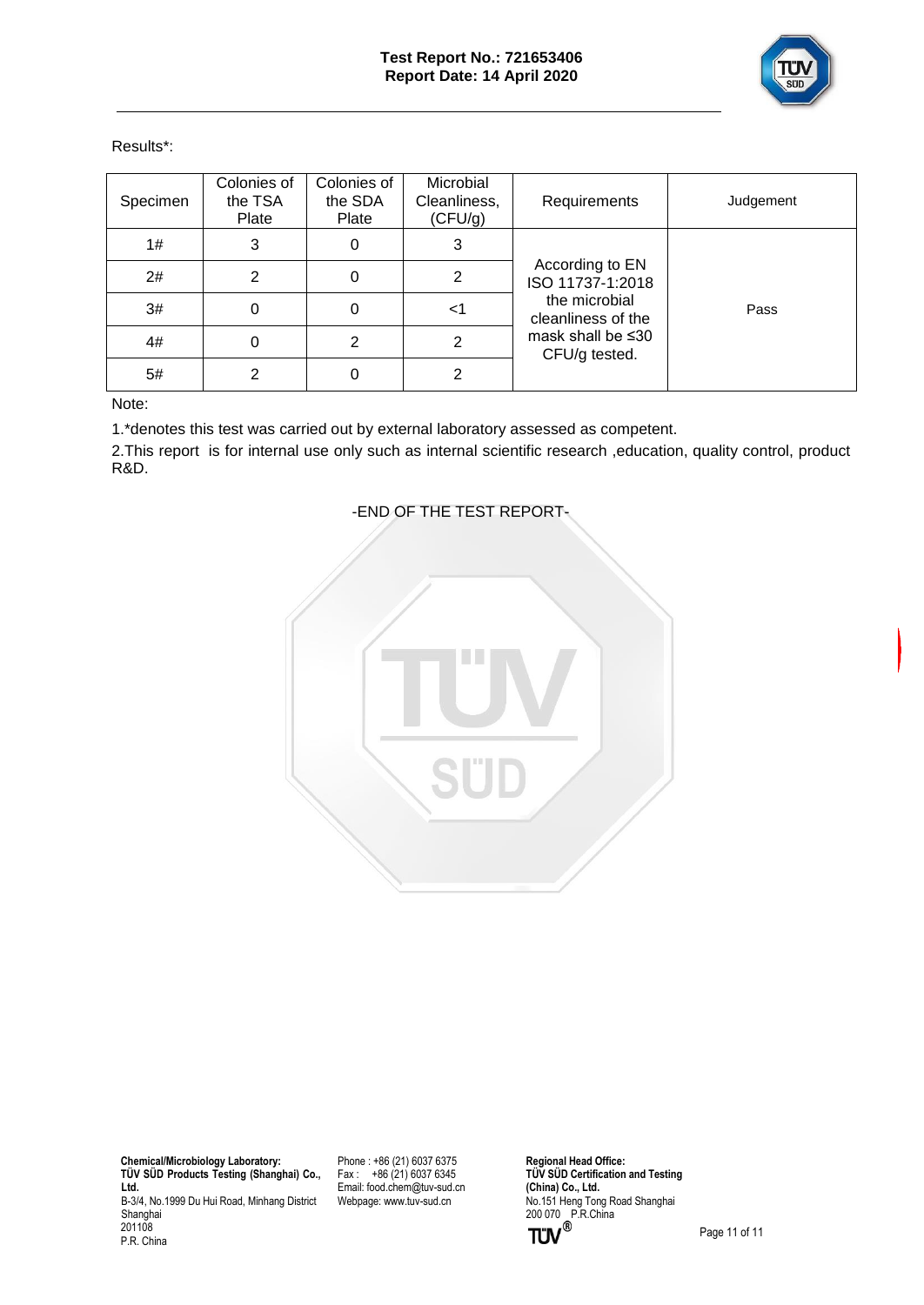Results*:

| Specimen | Colonies of the TSA Plate | Colonies of the SDA Plate | Microbial Cleanliness, (CFU/g) | Requirements | Judgement |
|---|---|---|---|---|---|
| 1# | 3 | 0 | 3 | According to EN ISO 11737-1:2018 the microbial cleanliness of the mask shall be ≤30 CFU/g tested. | Pass |
| 2# | 2 | 0 | 2 | | |
| 3# | 0 | 0 | <1 | | |
| 4# | 0 | 2 | 2 | | |
| 5# | 2 | 0 | 2 | | |

Note:

1.*denotes this test was carried out by external laboratory assessed as competent.

2.This report is for internal use only such as internal scientific research ,education, quality control, product R&D.

-END OF THE TEST REPORT-